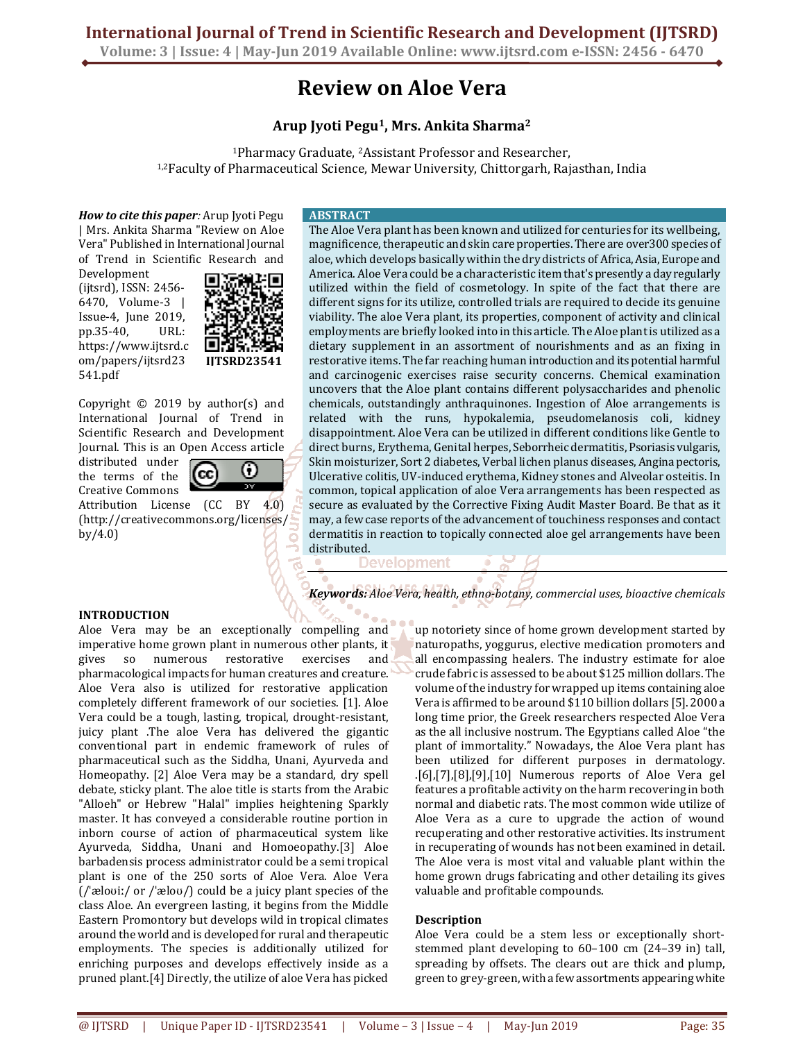# Review on Aloe Vera

**Arup Jyoti Pegu[1], Mrs. Ankita Sharma[2]**

[1]Pharmacy Graduate, [2]Assistant Professor and Researcher,
[1,2]Faculty of Pharmaceutical Science, Mewar University, Chittorgarh, Rajasthan, India

***How to cite this paper***: Arup Jyoti Pegu | Mrs. Ankita Sharma "Review on Aloe Vera" Published in International Journal of Trend in Scientific Research and Development (ijtsrd), ISSN: 2456-6470, Volume-3 | Issue-4, June 2019, pp.35-40, URL: https://www.ijtsrd.com/papers/ijtsrd23541.pdf

IJTSRD23541

Copyright © 2019 by author(s) and International Journal of Trend in Scientific Research and Development Journal. This is an Open Access article distributed under the terms of the Creative Commons Attribution License (CC BY 4.0) (http://creativecommons.org/licenses/by/4.0)

## ABSTRACT

The Aloe Vera plant has been known and utilized for centuries for its wellbeing, magnificence, therapeutic and skin care properties. There are over300 species of aloe, which develops basically within the dry districts of Africa, Asia, Europe and America. Aloe Vera could be a characteristic item that's presently a day regularly utilized within the field of cosmetology. In spite of the fact that there are different signs for its utilize, controlled trials are required to decide its genuine viability. The aloe Vera plant, its properties, component of activity and clinical employments are briefly looked into in this article. The Aloe plant is utilized as a dietary supplement in an assortment of nourishments and as an fixing in restorative items. The far reaching human introduction and its potential harmful and carcinogenic exercises raise security concerns. Chemical examination uncovers that the Aloe plant contains different polysaccharides and phenolic chemicals, outstandingly anthraquinones. Ingestion of Aloe arrangements is related with the runs, hypokalemia, pseudomelanosis coli, kidney disappointment. Aloe Vera can be utilized in different conditions like Gentle to direct burns, Erythema, Genital herpes, Seborrheic dermatitis, Psoriasis vulgaris, Skin moisturizer, Sort 2 diabetes, Verbal lichen planus diseases, Angina pectoris, Ulcerative colitis, UV-induced erythema, Kidney stones and Alveolar osteitis. In common, topical application of aloe Vera arrangements has been respected as secure as evaluated by the Corrective Fixing Audit Master Board. Be that as it may, a few case reports of the advancement of touchiness responses and contact dermatitis in reaction to topically connected aloe gel arrangements have been distributed.

***Keywords:*** *Aloe Vera, health, ethno-botany, commercial uses, bioactive chemicals*

## INTRODUCTION

Aloe Vera may be an exceptionally compelling and imperative home grown plant in numerous other plants, it gives so numerous restorative exercises and pharmacological impacts for human creatures and creature. Aloe Vera also is utilized for restorative application completely different framework of our societies. [1]. Aloe Vera could be a tough, lasting, tropical, drought-resistant, juicy plant .The aloe Vera has delivered the gigantic conventional part in endemic framework of rules of pharmaceutical such as the Siddha, Unani, Ayurveda and Homeopathy. [2] Aloe Vera may be a standard, dry spell debate, sticky plant. The aloe title is starts from the Arabic "Alloeh" or Hebrew "Halal" implies heightening Sparkly master. It has conveyed a considerable routine portion in inborn course of action of pharmaceutical system like Ayurveda, Siddha, Unani and Homoeopathy.[3] Aloe barbadensis process administrator could be a semi tropical plant is one of the 250 sorts of Aloe Vera. Aloe Vera (/ˈæloʊiː/ or /ˈæloʊ/) could be a juicy plant species of the class Aloe. An evergreen lasting, it begins from the Middle Eastern Promontory but develops wild in tropical climates around the world and is developed for rural and therapeutic employments. The species is additionally utilized for enriching purposes and develops effectively inside as a pruned plant.[4] Directly, the utilize of aloe Vera has picked up notoriety since of home grown development started by naturopaths, yoggurus, elective medication promoters and all encompassing healers. The industry estimate for aloe crude fabric is assessed to be about $125 million dollars. The volume of the industry for wrapped up items containing aloe Vera is affirmed to be around $110 billion dollars [5]. 2000 a long time prior, the Greek researchers respected Aloe Vera as the all inclusive nostrum. The Egyptians called Aloe "the plant of immortality." Nowadays, the Aloe Vera plant has been utilized for different purposes in dermatology. .[6],[7],[8],[9],[10] Numerous reports of Aloe Vera gel features a profitable activity on the harm recovering in both normal and diabetic rats. The most common wide utilize of Aloe Vera as a cure to upgrade the action of wound recuperating and other restorative activities. Its instrument in recuperating of wounds has not been examined in detail. The Aloe vera is most vital and valuable plant within the home grown drugs fabricating and other detailing its gives valuable and profitable compounds.

### Description

Aloe Vera could be a stem less or exceptionally short-stemmed plant developing to 60–100 cm (24–39 in) tall, spreading by offsets. The clears out are thick and plump, green to grey-green, with a few assortments appearing white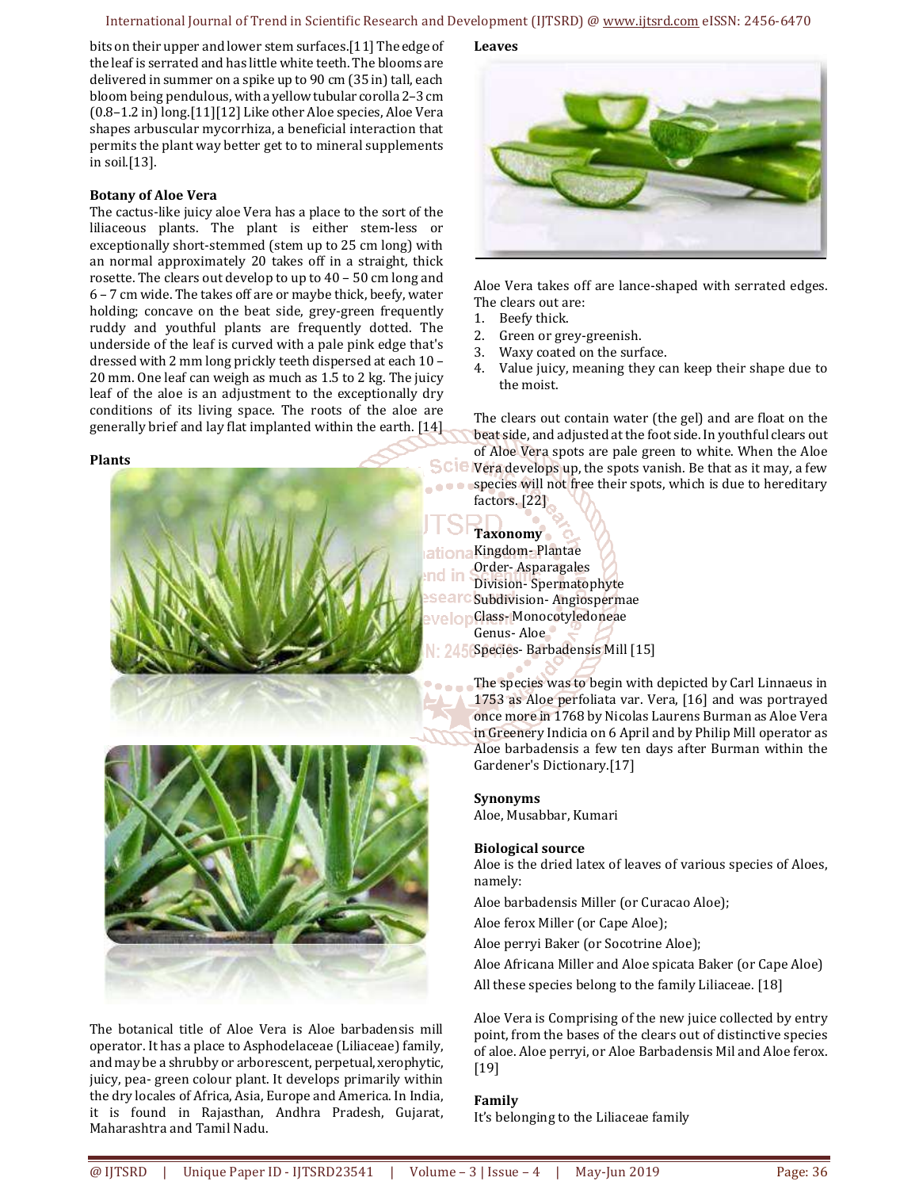bits on their upper and lower stem surfaces.[11] The edge of the leaf is serrated and has little white teeth. The blooms are delivered in summer on a spike up to 90 cm (35 in) tall, each bloom being pendulous, with a yellow tubular corolla 2–3 cm (0.8–1.2 in) long.[11][12] Like other Aloe species, Aloe Vera shapes arbuscular mycorrhiza, a beneficial interaction that permits the plant way better get to to mineral supplements in soil.[13].

**Botany of Aloe Vera**

The cactus-like juicy aloe Vera has a place to the sort of the liliaceous plants. The plant is either stem-less or exceptionally short-stemmed (stem up to 25 cm long) with an normal approximately 20 takes off in a straight, thick rosette. The clears out develop to up to 40 – 50 cm long and 6 – 7 cm wide. The takes off are or maybe thick, beefy, water holding; concave on the beat side, grey-green frequently ruddy and youthful plants are frequently dotted. The underside of the leaf is curved with a pale pink edge that's dressed with 2 mm long prickly teeth dispersed at each 10 – 20 mm. One leaf can weigh as much as 1.5 to 2 kg. The juicy leaf of the aloe is an adjustment to the exceptionally dry conditions of its living space. The roots of the aloe are generally brief and lay flat implanted within the earth. [14]

**Plants**

The botanical title of Aloe Vera is Aloe barbadensis mill operator. It has a place to Asphodelaceae (Liliaceae) family, and may be a shrubby or arborescent, perpetual, xerophytic, juicy, pea- green colour plant. It develops primarily within the dry locales of Africa, Asia, Europe and America. In India, it is found in Rajasthan, Andhra Pradesh, Gujarat, Maharashtra and Tamil Nadu.

**Leaves**

Aloe Vera takes off are lance-shaped with serrated edges. The clears out are:

1. Beefy thick.
2. Green or grey-greenish.
3. Waxy coated on the surface.
4. Value juicy, meaning they can keep their shape due to the moist.

The clears out contain water (the gel) and are float on the beat side, and adjusted at the foot side. In youthful clears out of Aloe Vera spots are pale green to white. When the Aloe Vera develops up, the spots vanish. Be that as it may, a few species will not free their spots, which is due to hereditary factors. [22]

**Taxonomy**

Kingdom- Plantae
Order- Asparagales
Division- Spermatophyte
Subdivision- Angiospermae
Class- Monocotyledoneae
Genus- Aloe
Species- Barbadensis Mill [15]

The species was to begin with depicted by Carl Linnaeus in 1753 as Aloe perfoliata var. Vera, [16] and was portrayed once more in 1768 by Nicolas Laurens Burman as Aloe Vera in Greenery Indicia on 6 April and by Philip Mill operator as Aloe barbadensis a few ten days after Burman within the Gardener's Dictionary.[17]

**Synonyms**

Aloe, Musabbar, Kumari

**Biological source**

Aloe is the dried latex of leaves of various species of Aloes, namely:

Aloe barbadensis Miller (or Curacao Aloe);

Aloe ferox Miller (or Cape Aloe);

Aloe perryi Baker (or Socotrine Aloe);

Aloe Africana Miller and Aloe spicata Baker (or Cape Aloe)

All these species belong to the family Liliaceae. [18]

Aloe Vera is Comprising of the new juice collected by entry point, from the bases of the clears out of distinctive species of aloe. Aloe perryi, or Aloe Barbadensis Mil and Aloe ferox. [19]

**Family**

It's belonging to the Liliaceae family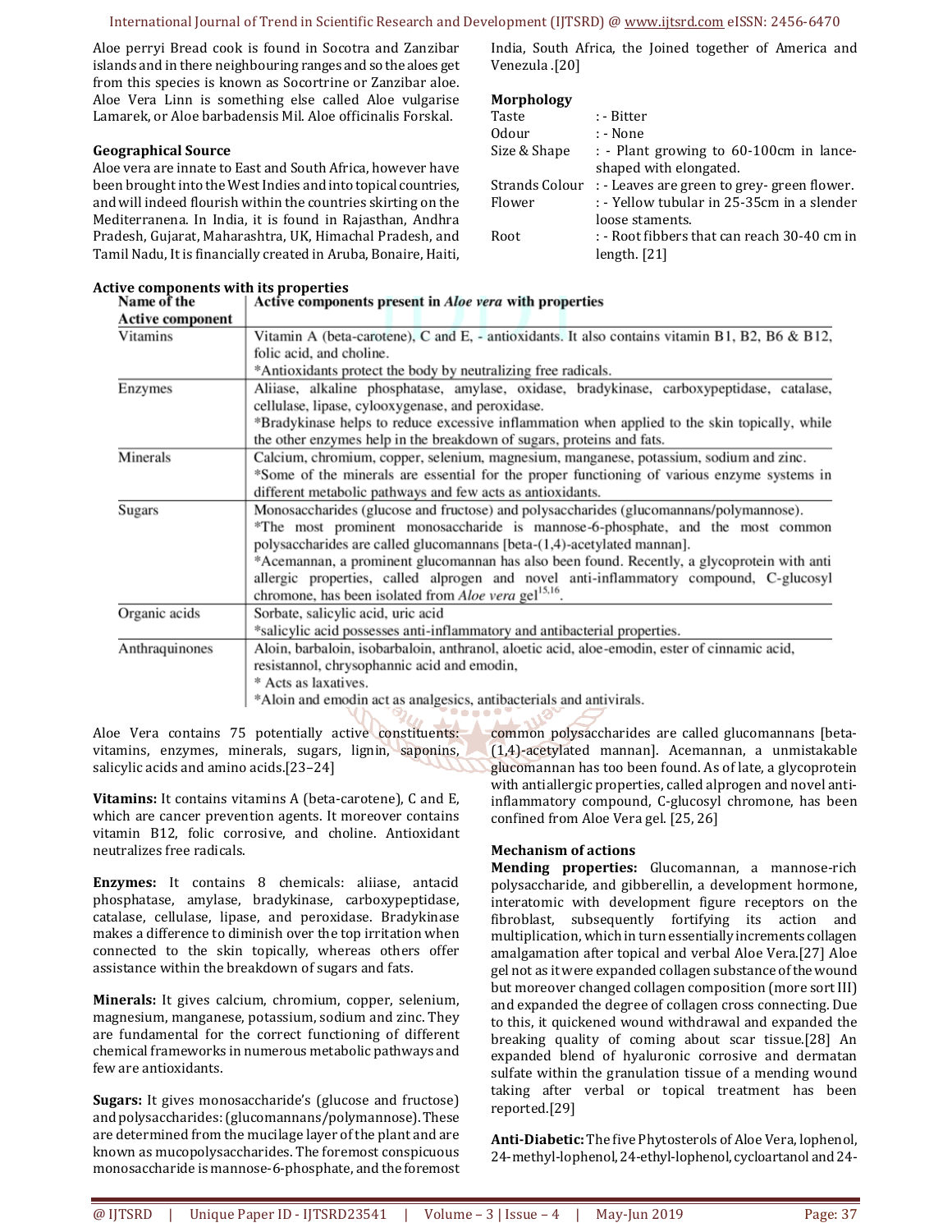Aloe perryi Bread cook is found in Socotra and Zanzibar islands and in there neighbouring ranges and so the aloes get from this species is known as Socortrine or Zanzibar aloe. Aloe Vera Linn is something else called Aloe vulgarise Lamarek, or Aloe barbadensis Mil. Aloe officinalis Forskal.

**Geographical Source**

Aloe vera are innate to East and South Africa, however have been brought into the West Indies and into topical countries, and will indeed flourish within the countries skirting on the Mediterranena. In India, it is found in Rajasthan, Andhra Pradesh, Gujarat, Maharashtra, UK, Himachal Pradesh, and Tamil Nadu, It is financially created in Aruba, Bonaire, Haiti, India, South Africa, the Joined together of America and Venezula .[20]

**Morphology**

| | |
|---|---|
| Taste | : - Bitter |
| Odour | : - None |
| Size & Shape | : - Plant growing to 60-100cm in lance-shaped with elongated. |
| Strands Colour | : - Leaves are green to grey- green flower. |
| Flower | : - Yellow tubular in 25-35cm in a slender loose staments. |
| Root | : - Root fibbers that can reach 30-40 cm in length. [21] |

**Active components with its properties**

| Name of the Active component | Active components present in *Aloe vera* with properties |
|---|---|
| Vitamins | Vitamin A (beta-carotene), C and E, - antioxidants. It also contains vitamin B1, B2, B6 & B12, folic acid, and choline.<br>*Antioxidants protect the body by neutralizing free radicals. |
| Enzymes | Aliiase, alkaline phosphatase, amylase, oxidase, bradykinase, carboxypeptidase, catalase, cellulase, lipase, cylooxygenase, and peroxidase.<br>*Bradykinase helps to reduce excessive inflammation when applied to the skin topically, while the other enzymes help in the breakdown of sugars, proteins and fats. |
| Minerals | Calcium, chromium, copper, selenium, magnesium, manganese, potassium, sodium and zinc.<br>*Some of the minerals are essential for the proper functioning of various enzyme systems in different metabolic pathways and few acts as antioxidants. |
| Sugars | Monosaccharides (glucose and fructose) and polysaccharides (glucomannans/polymannose).<br>*The most prominent monosaccharide is mannose-6-phosphate, and the most common polysaccharides are called glucomannans [beta-(1,4)-acetylated mannan].<br>*Acemannan, a prominent glucomannan has also been found. Recently, a glycoprotein with anti allergic properties, called alprogen and novel anti-inflammatory compound, C-glucosyl chromone, has been isolated from *Aloe vera* gel[15,16]. |
| Organic acids | Sorbate, salicylic acid, uric acid<br>*salicylic acid possesses anti-inflammatory and antibacterial properties. |
| Anthraquinones | Aloin, barbaloin, isobarbaloin, anthranol, aloetic acid, aloe-emodin, ester of cinnamic acid, resistannol, chrysophannic acid and emodin,<br>* Acts as laxatives.<br>*Aloin and emodin act as analgesics, antibacterials and antivirals. |

Aloe Vera contains 75 potentially active constituents: vitamins, enzymes, minerals, sugars, lignin, saponins, salicylic acids and amino acids.[23–24]

**Vitamins:** It contains vitamins A (beta-carotene), C and E, which are cancer prevention agents. It moreover contains vitamin B12, folic corrosive, and choline. Antioxidant neutralizes free radicals.

**Enzymes:** It contains 8 chemicals: aliiase, antacid phosphatase, amylase, bradykinase, carboxypeptidase, catalase, cellulase, lipase, and peroxidase. Bradykinase makes a difference to diminish over the top irritation when connected to the skin topically, whereas others offer assistance within the breakdown of sugars and fats.

**Minerals:** It gives calcium, chromium, copper, selenium, magnesium, manganese, potassium, sodium and zinc. They are fundamental for the correct functioning of different chemical frameworks in numerous metabolic pathways and few are antioxidants.

**Sugars:** It gives monosaccharide's (glucose and fructose) and polysaccharides: (glucomannans/polymannose). These are determined from the mucilage layer of the plant and are known as mucopolysaccharides. The foremost conspicuous monosaccharide is mannose-6-phosphate, and the foremost common polysaccharides are called glucomannans [beta-(1,4)-acetylated mannan]. Acemannan, a unmistakable glucomannan has too been found. As of late, a glycoprotein with antiallergic properties, called alprogen and novel anti-inflammatory compound, C-glucosyl chromone, has been confined from Aloe Vera gel. [25, 26]

**Mechanism of actions**

**Mending properties:** Glucomannan, a mannose-rich polysaccharide, and gibberellin, a development hormone, interatomic with development figure receptors on the fibroblast, subsequently fortifying its action and multiplication, which in turn essentially increments collagen amalgamation after topical and verbal Aloe Vera.[27] Aloe gel not as it were expanded collagen substance of the wound but moreover changed collagen composition (more sort III) and expanded the degree of collagen cross connecting. Due to this, it quickened wound withdrawal and expanded the breaking quality of coming about scar tissue.[28] An expanded blend of hyaluronic corrosive and dermatan sulfate within the granulation tissue of a mending wound taking after verbal or topical treatment has been reported.[29]

**Anti-Diabetic:** The five Phytosterols of Aloe Vera, lophenol, 24-methyl-lophenol, 24-ethyl-lophenol, cycloartanol and 24-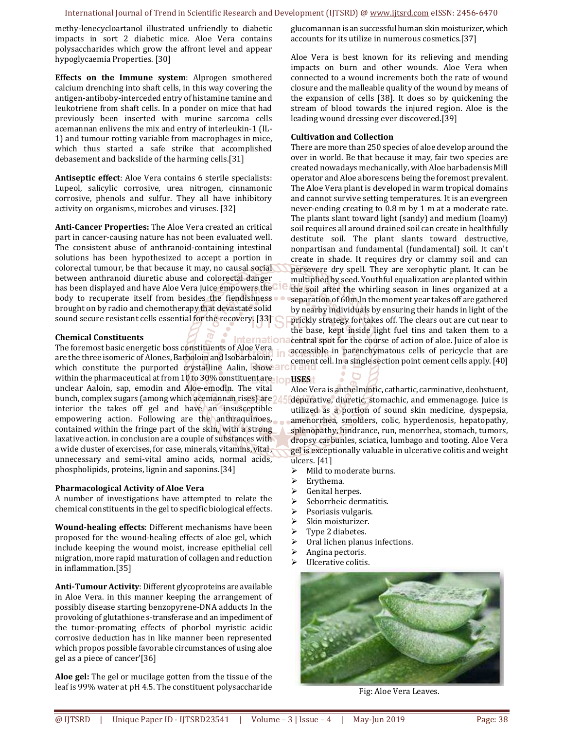methy-lenecycloartanol illustrated unfriendly to diabetic impacts in sort 2 diabetic mice. Aloe Vera contains polysaccharides which grow the affront level and appear hypoglycaemia Properties. [30]

**Effects on the Immune system**: Alprogen smothered calcium drenching into shaft cells, in this way covering the antigen-antiboby-interceded entry of histamine tamine and leukotriene from shaft cells. In a ponder on mice that had previously been inserted with murine sarcoma cells acemannan enlivens the mix and entry of interleukin-1 (IL-1) and tumour rotting variable from macrophages in mice, which thus started a safe strike that accomplished debasement and backslide of the harming cells.[31]

**Antiseptic effect**: Aloe Vera contains 6 sterile specialists: Lupeol, salicylic corrosive, urea nitrogen, cinnamonic corrosive, phenols and sulfur. They all have inhibitory activity on organisms, microbes and viruses. [32]

**Anti-Cancer Properties:** The Aloe Vera created an critical part in cancer-causing nature has not been evaluated well. The consistent abuse of anthranoid-containing intestinal solutions has been hypothesized to accept a portion in colorectal tumour, be that because it may, no causal social between anthranoid diuretic abuse and colorectal danger has been displayed and have Aloe Vera juice empowers the body to recuperate itself from besides the fiendishness brought on by radio and chemotherapy that devastate solid sound secure resistant cells essential for the recovery. [33]

**Chemical Constituents**

The foremost basic energetic boss constituents of Aloe Vera are the three isomeric of Alones, Barboloin and Isobarbaloin, which constitute the purported crystalline Aalin, show within the pharmaceutical at from 10 to 30% constituent are unclear Aaloin, sap, emodin and Aloe-emodin. The vital bunch, complex sugars (among which acemannan rises) are interior the takes off gel and have an insusceptible empowering action. Following are the anthraquinoes, contained within the fringe part of the skin, with a strong laxative action. in conclusion are a couple of substances with a wide cluster of exercises, for case, minerals, vitamins, vital, unnecessary and semi-vital amino acids, normal acids, phospholipids, proteins, lignin and saponins.[34]

**Pharmacological Activity of Aloe Vera**

A number of investigations have attempted to relate the chemical constituents in the gel to specific biological effects.

**Wound-healing effects**: Different mechanisms have been proposed for the wound-healing effects of aloe gel, which include keeping the wound moist, increase epithelial cell migration, more rapid maturation of collagen and reduction in inflammation.[35]

**Anti-Tumour Activity**: Different glycoproteins are available in Aloe Vera. in this manner keeping the arrangement of possibly disease starting benzopyrene-DNA adducts In the provoking of glutathione s-transferase and an impediment of the tumor-promating effects of phorbol myristic acidic corrosive deduction has in like manner been represented which propos possible favorable circumstances of using aloe gel as a piece of cancer'[36]

**Aloe gel:** The gel or mucilage gotten from the tissue of the leaf is 99% water at pH 4.5. The constituent polysaccharide glucomannan is an successful human skin moisturizer, which accounts for its utilize in numerous cosmetics.[37]

Aloe Vera is best known for its relieving and mending impacts on burn and other wounds. Aloe Vera when connected to a wound increments both the rate of wound closure and the malleable quality of the wound by means of the expansion of cells [38]. It does so by quickening the stream of blood towards the injured region. Aloe is the leading wound dressing ever discovered.[39]

**Cultivation and Collection**

There are more than 250 species of aloe develop around the over in world. Be that because it may, fair two species are created nowadays mechanically, with Aloe barbadensis Mill operator and Aloe aborescens being the foremost prevalent. The Aloe Vera plant is developed in warm tropical domains and cannot survive setting temperatures. It is an evergreen never-ending creating to 0.8 m by 1 m at a moderate rate. The plants slant toward light (sandy) and medium (loamy) soil requires all around drained soil can create in healthfully destitute soil. The plant slants toward destructive, nonpartisan and fundamental (fundamental) soil. It can't create in shade. It requires dry or clammy soil and can persevere dry spell. They are xerophytic plant. It can be multiplied by seed. Youthful equalization are planted within the soil after the whirling season in lines organized at a separation of 60m.In the moment year takes off are gathered by nearby individuals by ensuring their hands in light of the prickly strategy for takes off. The clears out are cut near to the base, kept inside light fuel tins and taken them to a central spot for the course of action of aloe. Juice of aloe is accessible in parenchymatous cells of pericycle that are cement cell. In a single section point cement cells apply. [40]

**USES**

Aloe Vera is anthelmintic, cathartic, carminative, deobstuent, depurative, diuretic, stomachic, and emmenagoge. Juice is utilized as a portion of sound skin medicine, dyspepsia, amenorrhea, smolders, colic, hyperdenosis, hepatopathy, splenopathy, hindrance, run, menorrhea, stomach, tumors, dropsy carbunles, sciatica, lumbago and tooting. Aloe Vera gel is exceptionally valuable in ulcerative colitis and weight ulcers. [41]

- Mild to moderate burns.
- Erythema.
- Genital herpes.
- Seborrheic dermatitis.
- Psoriasis vulgaris.
- Skin moisturizer.
- Type 2 diabetes.
- Oral lichen planus infections.
- Angina pectoris.
- Ulcerative colitis.

Fig: Aloe Vera Leaves.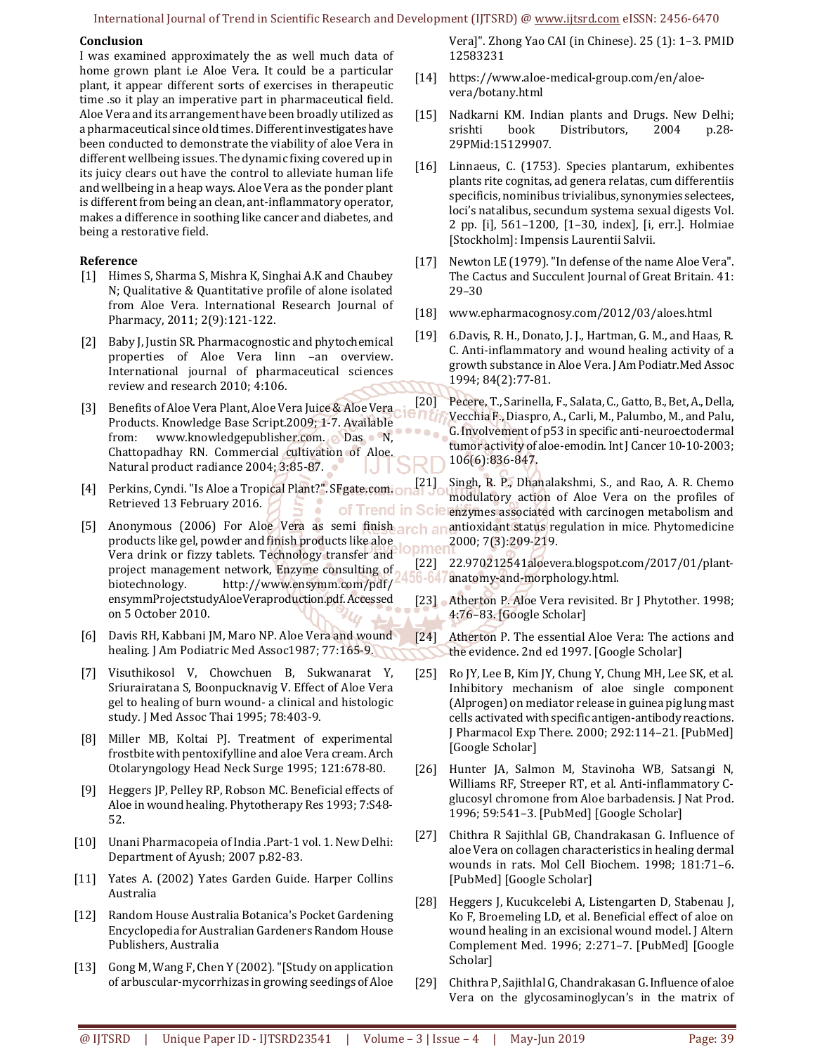## Conclusion

I was examined approximately the as well much data of home grown plant i.e Aloe Vera. It could be a particular plant, it appear different sorts of exercises in therapeutic time .so it play an imperative part in pharmaceutical field. Aloe Vera and its arrangement have been broadly utilized as a pharmaceutical since old times. Different investigates have been conducted to demonstrate the viability of aloe Vera in different wellbeing issues. The dynamic fixing covered up in its juicy clears out have the control to alleviate human life and wellbeing in a heap ways. Aloe Vera as the ponder plant is different from being an clean, ant-inflammatory operator, makes a difference in soothing like cancer and diabetes, and being a restorative field.

## Reference

[1] Himes S, Sharma S, Mishra K, Singhai A.K and Chaubey N; Qualitative & Quantitative profile of alone isolated from Aloe Vera. International Research Journal of Pharmacy, 2011; 2(9):121-122.

[2] Baby J, Justin SR. Pharmacognostic and phytochemical properties of Aloe Vera linn –an overview. International journal of pharmaceutical sciences review and research 2010; 4:106.

[3] Benefits of Aloe Vera Plant, Aloe Vera Juice & Aloe Vera Products. Knowledge Base Script.2009; 1-7. Available from: www.knowledgepublisher.com. Das N, Chattopadhay RN. Commercial cultivation of Aloe. Natural product radiance 2004; 3:85-87.

[4] Perkins, Cyndi. "Is Aloe a Tropical Plant?". SFgate.com. Retrieved 13 February 2016.

[5] Anonymous (2006) For Aloe Vera as semi finish products like gel, powder and finish products like aloe Vera drink or fizzy tablets. Technology transfer and project management network, Enzyme consulting of biotechnology. http://www.ensymm.com/pdf/ensymmProjectstudyAloeVeraproduction.pdf. Accessed on 5 October 2010.

[6] Davis RH, Kabbani JM, Maro NP. Aloe Vera and wound healing. J Am Podiatric Med Assoc1987; 77:165-9.

[7] Visuthikosol V, Chowchuen B, Sukwanarat Y, Sriurairatana S, Boonpucknavig V. Effect of Aloe Vera gel to healing of burn wound- a clinical and histologic study. J Med Assoc Thai 1995; 78:403-9.

[8] Miller MB, Koltai PJ. Treatment of experimental frostbite with pentoxifylline and aloe Vera cream. Arch Otolaryngology Head Neck Surge 1995; 121:678-80.

[9] Heggers JP, Pelley RP, Robson MC. Beneficial effects of Aloe in wound healing. Phytotherapy Res 1993; 7:S48-52.

[10] Unani Pharmacopeia of India .Part-1 vol. 1. New Delhi: Department of Ayush; 2007 p.82-83.

[11] Yates A. (2002) Yates Garden Guide. Harper Collins Australia

[12] Random House Australia Botanica's Pocket Gardening Encyclopedia for Australian Gardeners Random House Publishers, Australia

[13] Gong M, Wang F, Chen Y (2002). "[Study on application of arbuscular-mycorrhizas in growing seedings of Aloe Vera]". Zhong Yao CAI (in Chinese). 25 (1): 1–3. PMID 12583231

[14] https://www.aloe-medical-group.com/en/aloe-vera/botany.html

[15] Nadkarni KM. Indian plants and Drugs. New Delhi; srishti book Distributors, 2004 p.28-29PMid:15129907.

[16] Linnaeus, C. (1753). Species plantarum, exhibentes plants rite cognitas, ad genera relatas, cum differentiis specificis, nominibus trivialibus, synonymies selectees, loci's natalibus, secundum systema sexual digests Vol. 2 pp. [i], 561–1200, [1–30, index], [i, err.]. Holmiae [Stockholm]: Impensis Laurentii Salvii.

[17] Newton LE (1979). "In defense of the name Aloe Vera". The Cactus and Succulent Journal of Great Britain. 41: 29–30

[18] www.epharmacognosy.com/2012/03/aloes.html

[19] 6.Davis, R. H., Donato, J. J., Hartman, G. M., and Haas, R. C. Anti-inflammatory and wound healing activity of a growth substance in Aloe Vera. J Am Podiatr.Med Assoc 1994; 84(2):77-81.

[20] Pecere, T., Sarinella, F., Salata, C., Gatto, B., Bet, A., Della, Vecchia F., Diaspro, A., Carli, M., Palumbo, M., and Palu, G. Involvement of p53 in specific anti-neuroectodermal tumor activity of aloe-emodin. Int J Cancer 10-10-2003; 106(6):836-847.

[21] Singh, R. P., Dhanalakshmi, S., and Rao, A. R. Chemo modulatory action of Aloe Vera on the profiles of enzymes associated with carcinogen metabolism and antioxidant status regulation in mice. Phytomedicine 2000; 7(3):209-219.

[22] 22.970212541aloevera.blogspot.com/2017/01/plant-anatomy-and-morphology.html.

[23] Atherton P. Aloe Vera revisited. Br J Phytother. 1998; 4:76–83. [Google Scholar]

[24] Atherton P. The essential Aloe Vera: The actions and the evidence. 2nd ed 1997. [Google Scholar]

[25] Ro JY, Lee B, Kim JY, Chung Y, Chung MH, Lee SK, et al. Inhibitory mechanism of aloe single component (Alprogen) on mediator release in guinea pig lung mast cells activated with specific antigen-antibody reactions. J Pharmacol Exp There. 2000; 292:114–21. [PubMed] [Google Scholar]

[26] Hunter JA, Salmon M, Stavinoha WB, Satsangi N, Williams RF, Streeper RT, et al. Anti-inflammatory C-glucosyl chromone from Aloe barbadensis. J Nat Prod. 1996; 59:541–3. [PubMed] [Google Scholar]

[27] Chithra R Sajithlal GB, Chandrakasan G. Influence of aloe Vera on collagen characteristics in healing dermal wounds in rats. Mol Cell Biochem. 1998; 181:71–6. [PubMed] [Google Scholar]

[28] Heggers J, Kucukcelebi A, Listengarten D, Stabenau J, Ko F, Broemeling LD, et al. Beneficial effect of aloe on wound healing in an excisional wound model. J Altern Complement Med. 1996; 2:271–7. [PubMed] [Google Scholar]

[29] Chithra P, Sajithlal G, Chandrakasan G. Influence of aloe Vera on the glycosaminoglycan's in the matrix of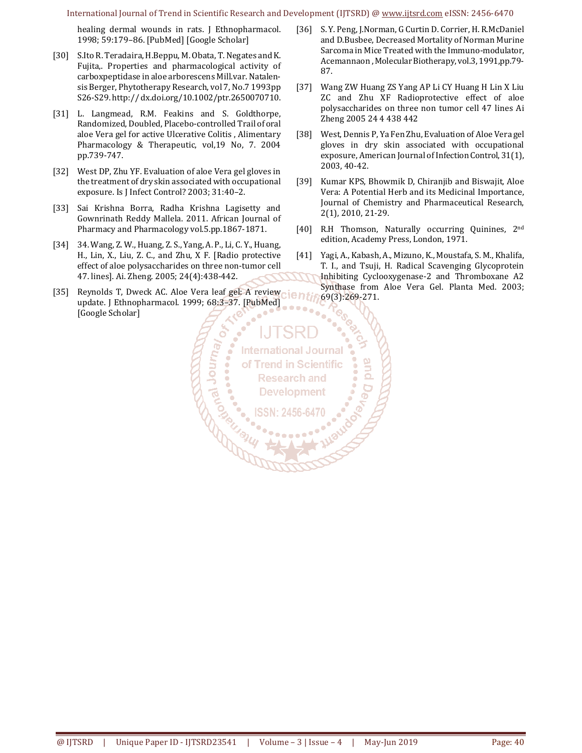healing dermal wounds in rats. J Ethnopharmacol. 1998; 59:179–86. [PubMed] [Google Scholar]

[30] S.Ito R. Teradaira, H.Beppu, M. Obata, T. Negates and K. Fujita,. Properties and pharmacological activity of carboxpeptidase in aloe arborescens Mill.var. Natalensis Berger, Phytotherapy Research, vol 7, No.7 1993pp S26-S29. http:// dx.doi.org/10.1002/ptr.2650070710.

[31] L. Langmead, R.M. Feakins and S. Goldthorpe, Randomized, Doubled, Placebo-controlled Trail of oral aloe Vera gel for active Ulcerative Colitis , Alimentary Pharmacology & Therapeutic, vol,19 No, 7. 2004 pp.739-747.

[32] West DP, Zhu YF. Evaluation of aloe Vera gel gloves in the treatment of dry skin associated with occupational exposure. Is J Infect Control? 2003; 31:40–2.

[33] Sai Krishna Borra, Radha Krishna Lagisetty and Gownrinath Reddy Mallela. 2011. African Journal of Pharmacy and Pharmacology vol.5.pp.1867-1871.

[34] 34. Wang, Z. W., Huang, Z. S., Yang, A. P., Li, C. Y., Huang, H., Lin, X., Liu, Z. C., and Zhu, X F. [Radio protective effect of aloe polysaccharides on three non-tumor cell 47. lines]. Ai. Zheng. 2005; 24(4):438-442.

[35] Reynolds T, Dweck AC. Aloe Vera leaf gel: A review update. J Ethnopharmacol. 1999; 68:3–37. [PubMed] [Google Scholar]

[36] S. Y. Peng, J.Norman, G Curtin D. Corrier, H. R.McDaniel and D.Busbee, Decreased Mortality of Norman Murine Sarcoma in Mice Treated with the Immuno-modulator, Acemannaon , Molecular Biotherapy, vol.3, 1991,pp.79-87.

[37] Wang ZW Huang ZS Yang AP Li CY Huang H Lin X Liu ZC and Zhu XF Radioprotective effect of aloe polysaccharides on three non tumor cell 47 lines Ai Zheng 2005 24 4 438 442

[38] West, Dennis P, Ya Fen Zhu, Evaluation of Aloe Vera gel gloves in dry skin associated with occupational exposure, American Journal of Infection Control, 31(1), 2003, 40-42.

[39] Kumar KPS, Bhowmik D, Chiranjib and Biswajit, Aloe Vera: A Potential Herb and its Medicinal Importance, Journal of Chemistry and Pharmaceutical Research, 2(1), 2010, 21-29.

[40] R.H Thomson, Naturally occurring Quinines, 2nd edition, Academy Press, London, 1971.

[41] Yagi, A., Kabash, A., Mizuno, K., Moustafa, S. M., Khalifa, T. I., and Tsuji, H. Radical Scavenging Glycoprotein Inhibiting Cyclooxygenase-2 and Thromboxane A2 Synthase from Aloe Vera Gel. Planta Med. 2003; 69(3):269-271.